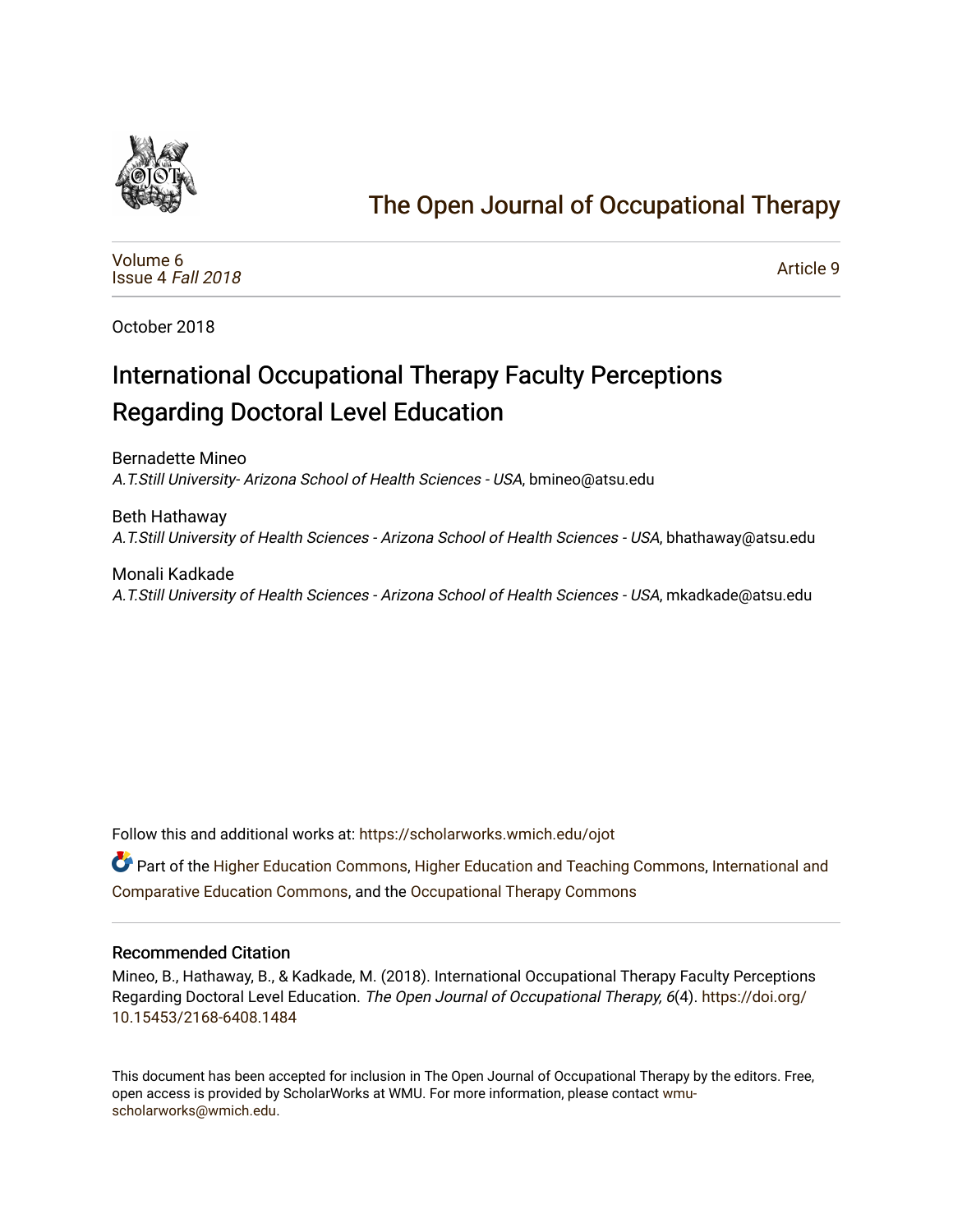# The Open Journal of Occupational Therapy

Volume 6
Issue 4 *Fall 2018*

Article 9

October 2018

## International Occupational Therapy Faculty Perceptions Regarding Doctoral Level Education

Bernadette Mineo
*A.T.Still University- Arizona School of Health Sciences - USA*, bmineo@atsu.edu

Beth Hathaway
*A.T.Still University of Health Sciences - Arizona School of Health Sciences - USA*, bhathaway@atsu.edu

Monali Kadkade
*A.T.Still University of Health Sciences - Arizona School of Health Sciences - USA*, mkadkade@atsu.edu

Follow this and additional works at: https://scholarworks.wmich.edu/ojot

Part of the Higher Education Commons, Higher Education and Teaching Commons, International and Comparative Education Commons, and the Occupational Therapy Commons

### Recommended Citation

Mineo, B., Hathaway, B., & Kadkade, M. (2018). International Occupational Therapy Faculty Perceptions Regarding Doctoral Level Education. *The Open Journal of Occupational Therapy, 6*(4). https://doi.org/10.15453/2168-6408.1484

This document has been accepted for inclusion in The Open Journal of Occupational Therapy by the editors. Free, open access is provided by ScholarWorks at WMU. For more information, please contact wmu-scholarworks@wmich.edu.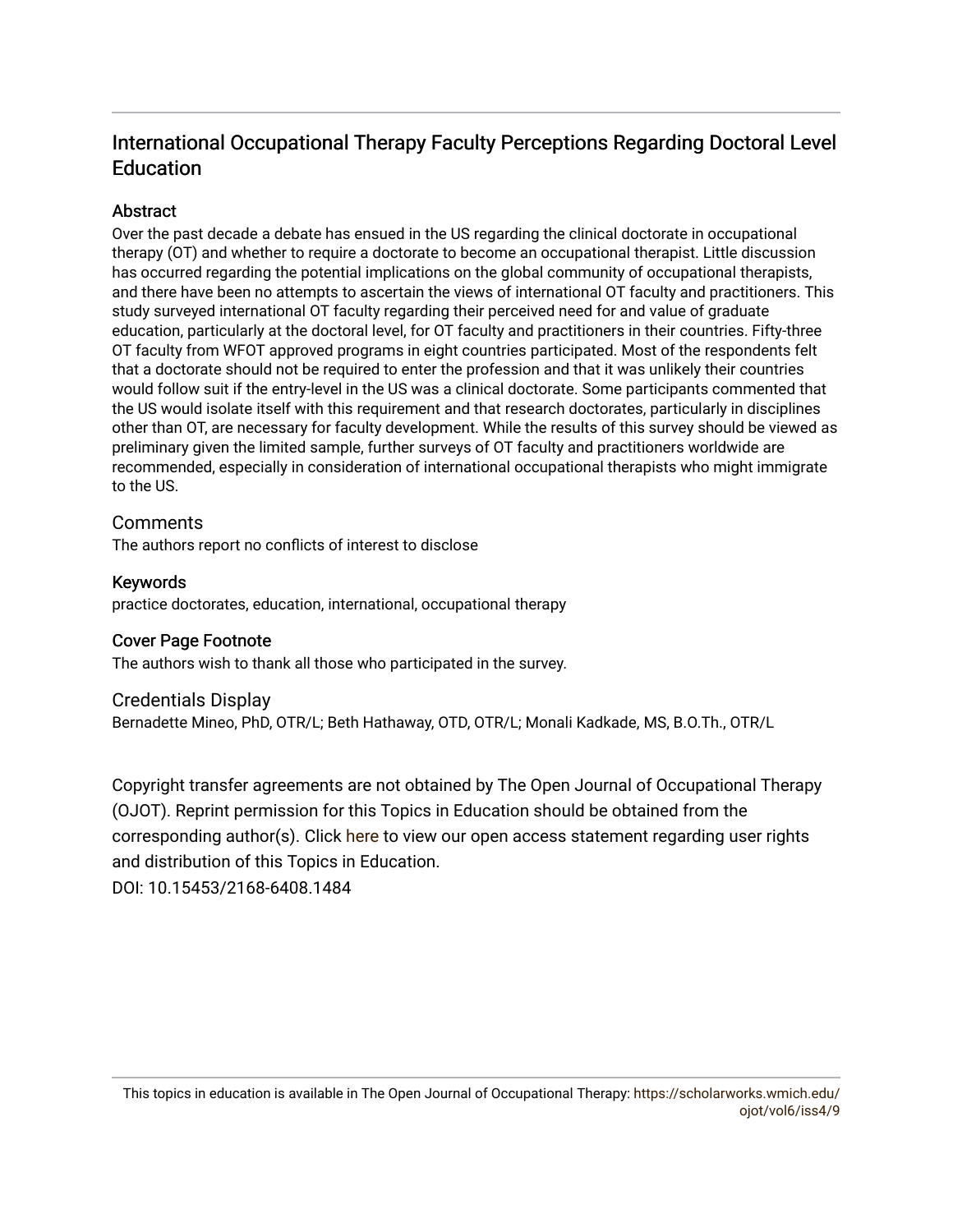# International Occupational Therapy Faculty Perceptions Regarding Doctoral Level Education

## Abstract

Over the past decade a debate has ensued in the US regarding the clinical doctorate in occupational therapy (OT) and whether to require a doctorate to become an occupational therapist. Little discussion has occurred regarding the potential implications on the global community of occupational therapists, and there have been no attempts to ascertain the views of international OT faculty and practitioners. This study surveyed international OT faculty regarding their perceived need for and value of graduate education, particularly at the doctoral level, for OT faculty and practitioners in their countries. Fifty-three OT faculty from WFOT approved programs in eight countries participated. Most of the respondents felt that a doctorate should not be required to enter the profession and that it was unlikely their countries would follow suit if the entry-level in the US was a clinical doctorate. Some participants commented that the US would isolate itself with this requirement and that research doctorates, particularly in disciplines other than OT, are necessary for faculty development. While the results of this survey should be viewed as preliminary given the limited sample, further surveys of OT faculty and practitioners worldwide are recommended, especially in consideration of international occupational therapists who might immigrate to the US.

## Comments

The authors report no conflicts of interest to disclose

## Keywords

practice doctorates, education, international, occupational therapy

## Cover Page Footnote

The authors wish to thank all those who participated in the survey.

## Credentials Display

Bernadette Mineo, PhD, OTR/L; Beth Hathaway, OTD, OTR/L; Monali Kadkade, MS, B.O.Th., OTR/L

Copyright transfer agreements are not obtained by The Open Journal of Occupational Therapy (OJOT). Reprint permission for this Topics in Education should be obtained from the corresponding author(s). Click here to view our open access statement regarding user rights and distribution of this Topics in Education.

DOI: 10.15453/2168-6408.1484

This topics in education is available in The Open Journal of Occupational Therapy: https://scholarworks.wmich.edu/ojot/vol6/iss4/9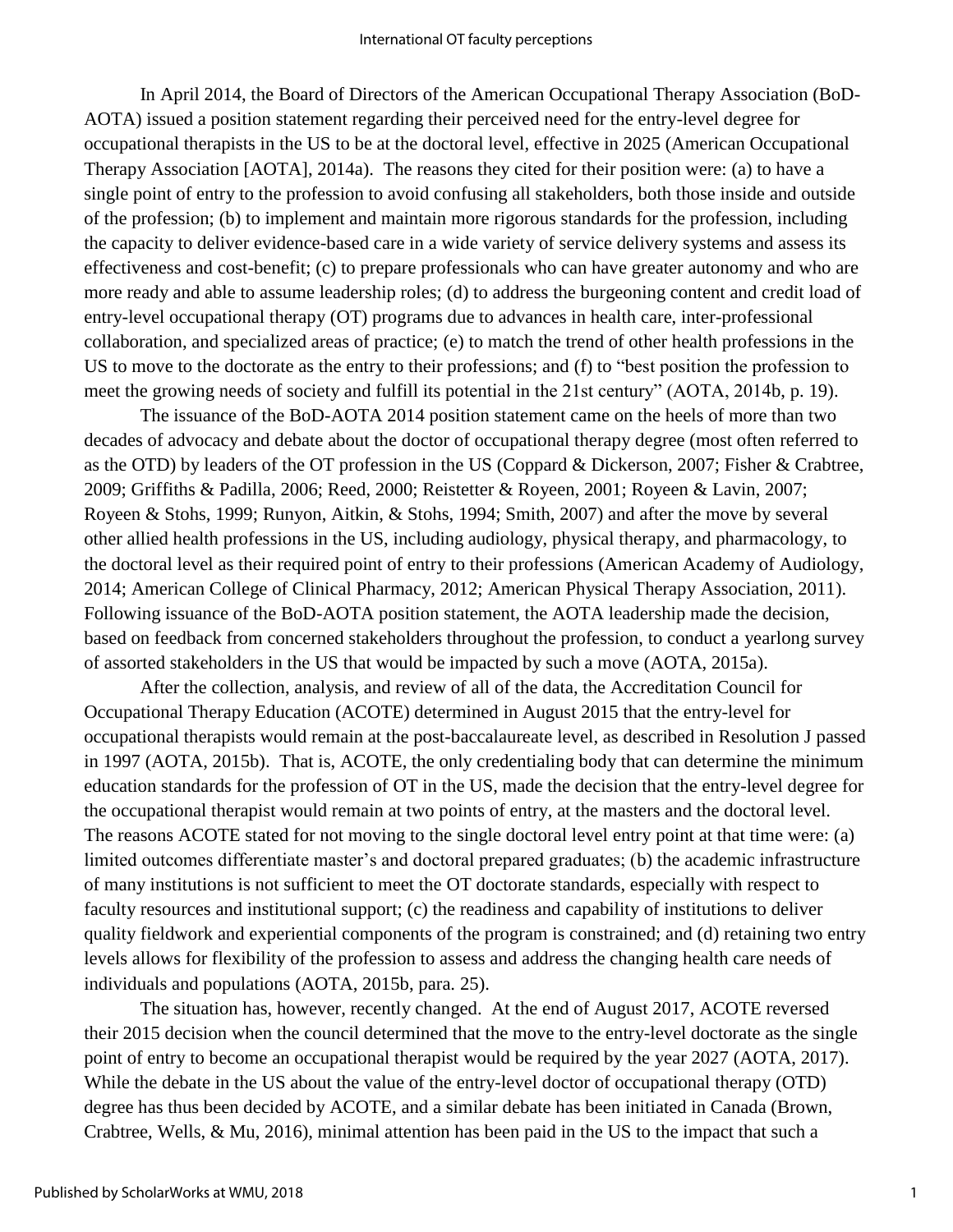In April 2014, the Board of Directors of the American Occupational Therapy Association (BoD-AOTA) issued a position statement regarding their perceived need for the entry-level degree for occupational therapists in the US to be at the doctoral level, effective in 2025 (American Occupational Therapy Association [AOTA], 2014a). The reasons they cited for their position were: (a) to have a single point of entry to the profession to avoid confusing all stakeholders, both those inside and outside of the profession; (b) to implement and maintain more rigorous standards for the profession, including the capacity to deliver evidence-based care in a wide variety of service delivery systems and assess its effectiveness and cost-benefit; (c) to prepare professionals who can have greater autonomy and who are more ready and able to assume leadership roles; (d) to address the burgeoning content and credit load of entry-level occupational therapy (OT) programs due to advances in health care, inter-professional collaboration, and specialized areas of practice; (e) to match the trend of other health professions in the US to move to the doctorate as the entry to their professions; and (f) to "best position the profession to meet the growing needs of society and fulfill its potential in the 21st century" (AOTA, 2014b, p. 19).

The issuance of the BoD-AOTA 2014 position statement came on the heels of more than two decades of advocacy and debate about the doctor of occupational therapy degree (most often referred to as the OTD) by leaders of the OT profession in the US (Coppard & Dickerson, 2007; Fisher & Crabtree, 2009; Griffiths & Padilla, 2006; Reed, 2000; Reistetter & Royeen, 2001; Royeen & Lavin, 2007; Royeen & Stohs, 1999; Runyon, Aitkin, & Stohs, 1994; Smith, 2007) and after the move by several other allied health professions in the US, including audiology, physical therapy, and pharmacology, to the doctoral level as their required point of entry to their professions (American Academy of Audiology, 2014; American College of Clinical Pharmacy, 2012; American Physical Therapy Association, 2011). Following issuance of the BoD-AOTA position statement, the AOTA leadership made the decision, based on feedback from concerned stakeholders throughout the profession, to conduct a yearlong survey of assorted stakeholders in the US that would be impacted by such a move (AOTA, 2015a).

After the collection, analysis, and review of all of the data, the Accreditation Council for Occupational Therapy Education (ACOTE) determined in August 2015 that the entry-level for occupational therapists would remain at the post-baccalaureate level, as described in Resolution J passed in 1997 (AOTA, 2015b). That is, ACOTE, the only credentialing body that can determine the minimum education standards for the profession of OT in the US, made the decision that the entry-level degree for the occupational therapist would remain at two points of entry, at the masters and the doctoral level. The reasons ACOTE stated for not moving to the single doctoral level entry point at that time were: (a) limited outcomes differentiate master's and doctoral prepared graduates; (b) the academic infrastructure of many institutions is not sufficient to meet the OT doctorate standards, especially with respect to faculty resources and institutional support; (c) the readiness and capability of institutions to deliver quality fieldwork and experiential components of the program is constrained; and (d) retaining two entry levels allows for flexibility of the profession to assess and address the changing health care needs of individuals and populations (AOTA, 2015b, para. 25).

The situation has, however, recently changed. At the end of August 2017, ACOTE reversed their 2015 decision when the council determined that the move to the entry-level doctorate as the single point of entry to become an occupational therapist would be required by the year 2027 (AOTA, 2017). While the debate in the US about the value of the entry-level doctor of occupational therapy (OTD) degree has thus been decided by ACOTE, and a similar debate has been initiated in Canada (Brown, Crabtree, Wells, & Mu, 2016), minimal attention has been paid in the US to the impact that such a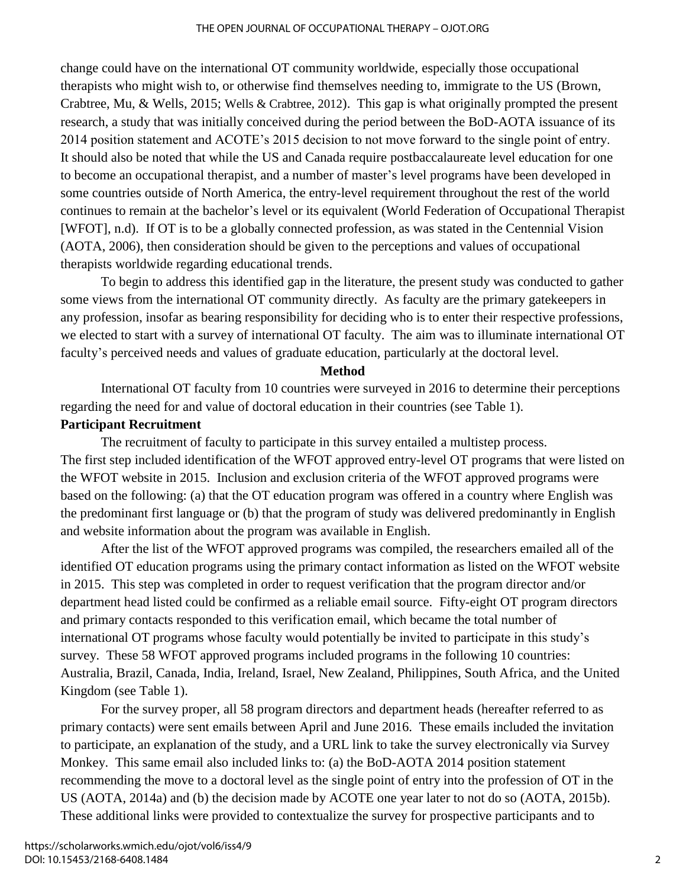change could have on the international OT community worldwide, especially those occupational therapists who might wish to, or otherwise find themselves needing to, immigrate to the US (Brown, Crabtree, Mu, & Wells, 2015; Wells & Crabtree, 2012). This gap is what originally prompted the present research, a study that was initially conceived during the period between the BoD-AOTA issuance of its 2014 position statement and ACOTE's 2015 decision to not move forward to the single point of entry. It should also be noted that while the US and Canada require postbaccalaureate level education for one to become an occupational therapist, and a number of master's level programs have been developed in some countries outside of North America, the entry-level requirement throughout the rest of the world continues to remain at the bachelor's level or its equivalent (World Federation of Occupational Therapist [WFOT], n.d). If OT is to be a globally connected profession, as was stated in the Centennial Vision (AOTA, 2006), then consideration should be given to the perceptions and values of occupational therapists worldwide regarding educational trends.

To begin to address this identified gap in the literature, the present study was conducted to gather some views from the international OT community directly. As faculty are the primary gatekeepers in any profession, insofar as bearing responsibility for deciding who is to enter their respective professions, we elected to start with a survey of international OT faculty. The aim was to illuminate international OT faculty's perceived needs and values of graduate education, particularly at the doctoral level.

## Method

International OT faculty from 10 countries were surveyed in 2016 to determine their perceptions regarding the need for and value of doctoral education in their countries (see Table 1).

### Participant Recruitment

The recruitment of faculty to participate in this survey entailed a multistep process. The first step included identification of the WFOT approved entry-level OT programs that were listed on the WFOT website in 2015. Inclusion and exclusion criteria of the WFOT approved programs were based on the following: (a) that the OT education program was offered in a country where English was the predominant first language or (b) that the program of study was delivered predominantly in English and website information about the program was available in English.

After the list of the WFOT approved programs was compiled, the researchers emailed all of the identified OT education programs using the primary contact information as listed on the WFOT website in 2015. This step was completed in order to request verification that the program director and/or department head listed could be confirmed as a reliable email source. Fifty-eight OT program directors and primary contacts responded to this verification email, which became the total number of international OT programs whose faculty would potentially be invited to participate in this study's survey. These 58 WFOT approved programs included programs in the following 10 countries: Australia, Brazil, Canada, India, Ireland, Israel, New Zealand, Philippines, South Africa, and the United Kingdom (see Table 1).

For the survey proper, all 58 program directors and department heads (hereafter referred to as primary contacts) were sent emails between April and June 2016. These emails included the invitation to participate, an explanation of the study, and a URL link to take the survey electronically via Survey Monkey. This same email also included links to: (a) the BoD-AOTA 2014 position statement recommending the move to a doctoral level as the single point of entry into the profession of OT in the US (AOTA, 2014a) and (b) the decision made by ACOTE one year later to not do so (AOTA, 2015b). These additional links were provided to contextualize the survey for prospective participants and to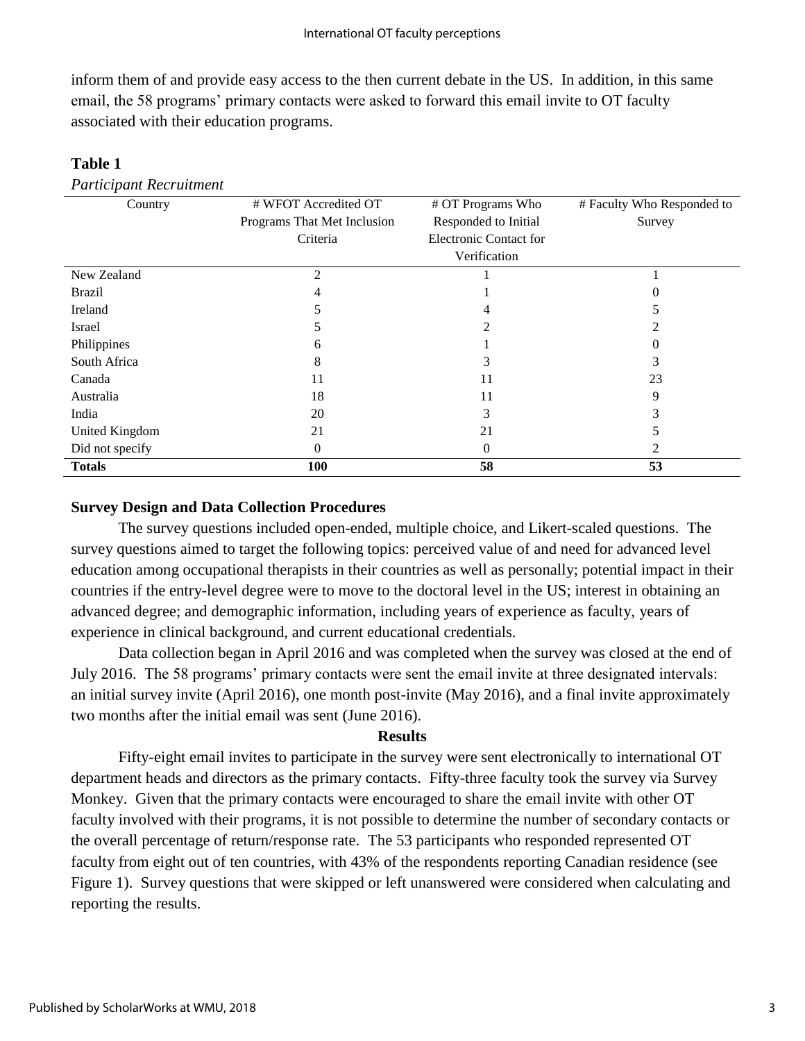inform them of and provide easy access to the then current debate in the US. In addition, in this same email, the 58 programs' primary contacts were asked to forward this email invite to OT faculty associated with their education programs.

**Table 1**

*Participant Recruitment*

| Country | # WFOT Accredited OT Programs That Met Inclusion Criteria | # OT Programs Who Responded to Initial Electronic Contact for Verification | # Faculty Who Responded to Survey |
|---|---|---|---|
| New Zealand | 2 | 1 | 1 |
| Brazil | 4 | 1 | 0 |
| Ireland | 5 | 4 | 5 |
| Israel | 5 | 2 | 2 |
| Philippines | 6 | 1 | 0 |
| South Africa | 8 | 3 | 3 |
| Canada | 11 | 11 | 23 |
| Australia | 18 | 11 | 9 |
| India | 20 | 3 | 3 |
| United Kingdom | 21 | 21 | 5 |
| Did not specify | 0 | 0 | 2 |
| **Totals** | **100** | **58** | **53** |

### Survey Design and Data Collection Procedures

The survey questions included open-ended, multiple choice, and Likert-scaled questions. The survey questions aimed to target the following topics: perceived value of and need for advanced level education among occupational therapists in their countries as well as personally; potential impact in their countries if the entry-level degree were to move to the doctoral level in the US; interest in obtaining an advanced degree; and demographic information, including years of experience as faculty, years of experience in clinical background, and current educational credentials.

Data collection began in April 2016 and was completed when the survey was closed at the end of July 2016. The 58 programs' primary contacts were sent the email invite at three designated intervals: an initial survey invite (April 2016), one month post-invite (May 2016), and a final invite approximately two months after the initial email was sent (June 2016).

## Results

Fifty-eight email invites to participate in the survey were sent electronically to international OT department heads and directors as the primary contacts. Fifty-three faculty took the survey via Survey Monkey. Given that the primary contacts were encouraged to share the email invite with other OT faculty involved with their programs, it is not possible to determine the number of secondary contacts or the overall percentage of return/response rate. The 53 participants who responded represented OT faculty from eight out of ten countries, with 43% of the respondents reporting Canadian residence (see Figure 1). Survey questions that were skipped or left unanswered were considered when calculating and reporting the results.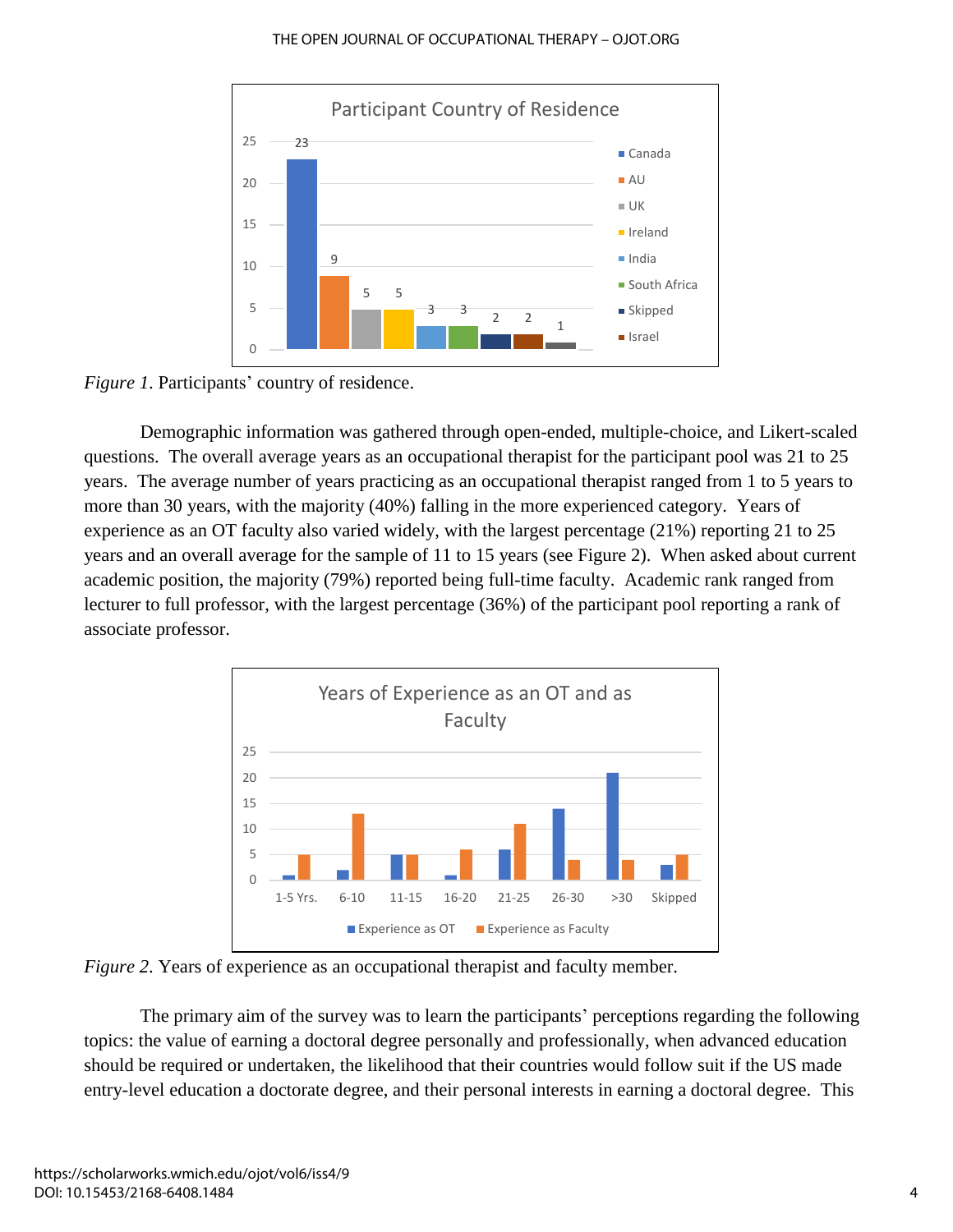*Figure 1*. Participants' country of residence.

Demographic information was gathered through open-ended, multiple-choice, and Likert-scaled questions. The overall average years as an occupational therapist for the participant pool was 21 to 25 years. The average number of years practicing as an occupational therapist ranged from 1 to 5 years to more than 30 years, with the majority (40%) falling in the more experienced category. Years of experience as an OT faculty also varied widely, with the largest percentage (21%) reporting 21 to 25 years and an overall average for the sample of 11 to 15 years (see Figure 2). When asked about current academic position, the majority (79%) reported being full-time faculty. Academic rank ranged from lecturer to full professor, with the largest percentage (36%) of the participant pool reporting a rank of associate professor.

*Figure 2*. Years of experience as an occupational therapist and faculty member.

The primary aim of the survey was to learn the participants' perceptions regarding the following topics: the value of earning a doctoral degree personally and professionally, when advanced education should be required or undertaken, the likelihood that their countries would follow suit if the US made entry-level education a doctorate degree, and their personal interests in earning a doctoral degree. This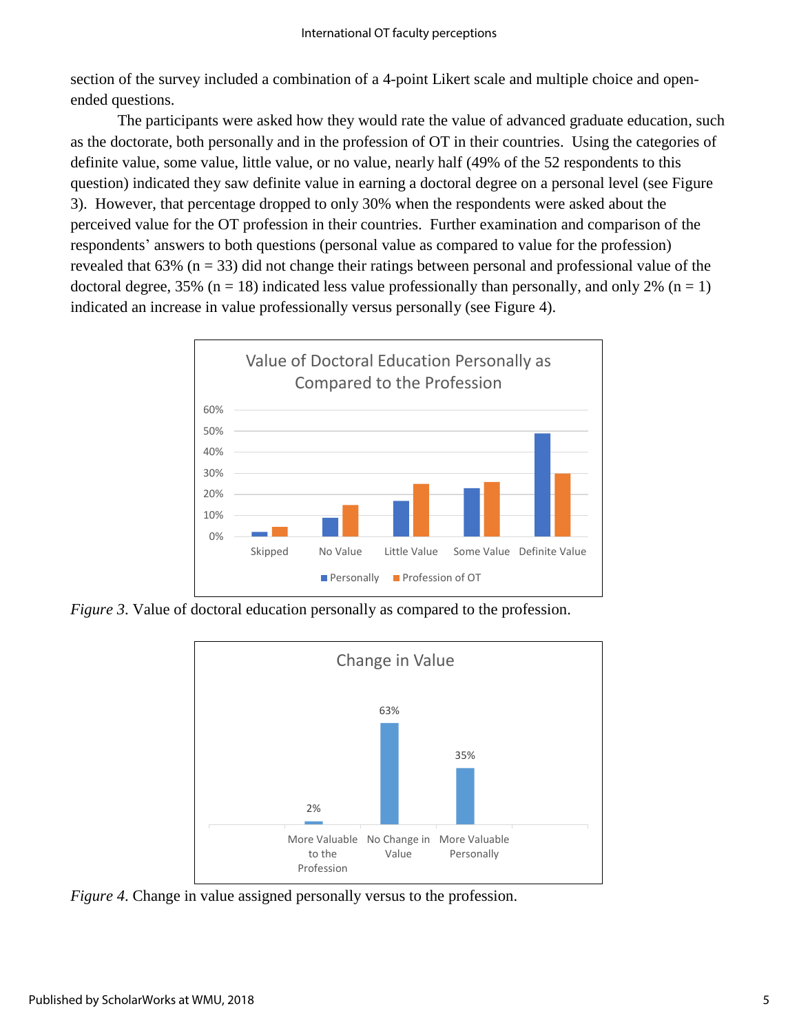section of the survey included a combination of a 4-point Likert scale and multiple choice and open-ended questions.

The participants were asked how they would rate the value of advanced graduate education, such as the doctorate, both personally and in the profession of OT in their countries. Using the categories of definite value, some value, little value, or no value, nearly half (49% of the 52 respondents to this question) indicated they saw definite value in earning a doctoral degree on a personal level (see Figure 3). However, that percentage dropped to only 30% when the respondents were asked about the perceived value for the OT profession in their countries. Further examination and comparison of the respondents' answers to both questions (personal value as compared to value for the profession) revealed that 63% (n = 33) did not change their ratings between personal and professional value of the doctoral degree, 35% (n = 18) indicated less value professionally than personally, and only 2% (n = 1) indicated an increase in value professionally versus personally (see Figure 4).

*Figure 3*. Value of doctoral education personally as compared to the profession.

*Figure 4*. Change in value assigned personally versus to the profession.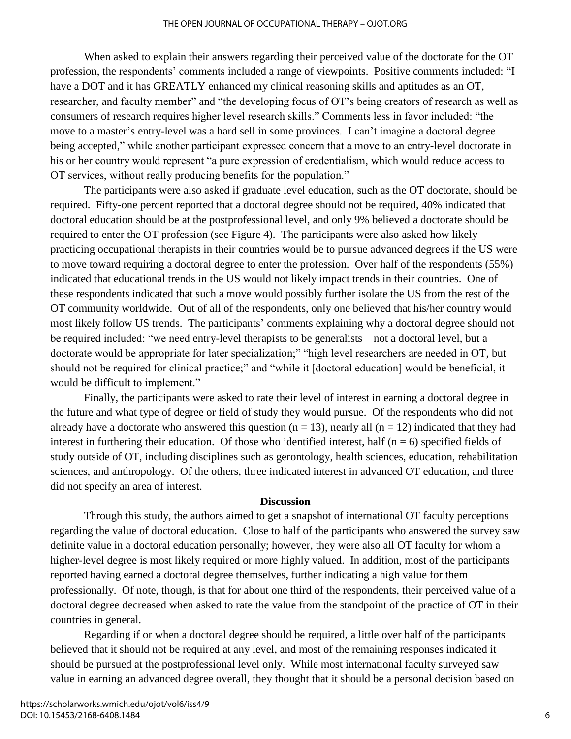When asked to explain their answers regarding their perceived value of the doctorate for the OT profession, the respondents' comments included a range of viewpoints. Positive comments included: "I have a DOT and it has GREATLY enhanced my clinical reasoning skills and aptitudes as an OT, researcher, and faculty member" and "the developing focus of OT's being creators of research as well as consumers of research requires higher level research skills." Comments less in favor included: "the move to a master's entry-level was a hard sell in some provinces. I can't imagine a doctoral degree being accepted," while another participant expressed concern that a move to an entry-level doctorate in his or her country would represent "a pure expression of credentialism, which would reduce access to OT services, without really producing benefits for the population."

The participants were also asked if graduate level education, such as the OT doctorate, should be required. Fifty-one percent reported that a doctoral degree should not be required, 40% indicated that doctoral education should be at the postprofessional level, and only 9% believed a doctorate should be required to enter the OT profession (see Figure 4). The participants were also asked how likely practicing occupational therapists in their countries would be to pursue advanced degrees if the US were to move toward requiring a doctoral degree to enter the profession. Over half of the respondents (55%) indicated that educational trends in the US would not likely impact trends in their countries. One of these respondents indicated that such a move would possibly further isolate the US from the rest of the OT community worldwide. Out of all of the respondents, only one believed that his/her country would most likely follow US trends. The participants' comments explaining why a doctoral degree should not be required included: "we need entry-level therapists to be generalists – not a doctoral level, but a doctorate would be appropriate for later specialization;" "high level researchers are needed in OT, but should not be required for clinical practice;" and "while it [doctoral education] would be beneficial, it would be difficult to implement."

Finally, the participants were asked to rate their level of interest in earning a doctoral degree in the future and what type of degree or field of study they would pursue. Of the respondents who did not already have a doctorate who answered this question ($n = 13$), nearly all ($n = 12$) indicated that they had interest in furthering their education. Of those who identified interest, half ($n = 6$) specified fields of study outside of OT, including disciplines such as gerontology, health sciences, education, rehabilitation sciences, and anthropology. Of the others, three indicated interest in advanced OT education, and three did not specify an area of interest.

## Discussion

Through this study, the authors aimed to get a snapshot of international OT faculty perceptions regarding the value of doctoral education. Close to half of the participants who answered the survey saw definite value in a doctoral education personally; however, they were also all OT faculty for whom a higher-level degree is most likely required or more highly valued. In addition, most of the participants reported having earned a doctoral degree themselves, further indicating a high value for them professionally. Of note, though, is that for about one third of the respondents, their perceived value of a doctoral degree decreased when asked to rate the value from the standpoint of the practice of OT in their countries in general.

Regarding if or when a doctoral degree should be required, a little over half of the participants believed that it should not be required at any level, and most of the remaining responses indicated it should be pursued at the postprofessional level only. While most international faculty surveyed saw value in earning an advanced degree overall, they thought that it should be a personal decision based on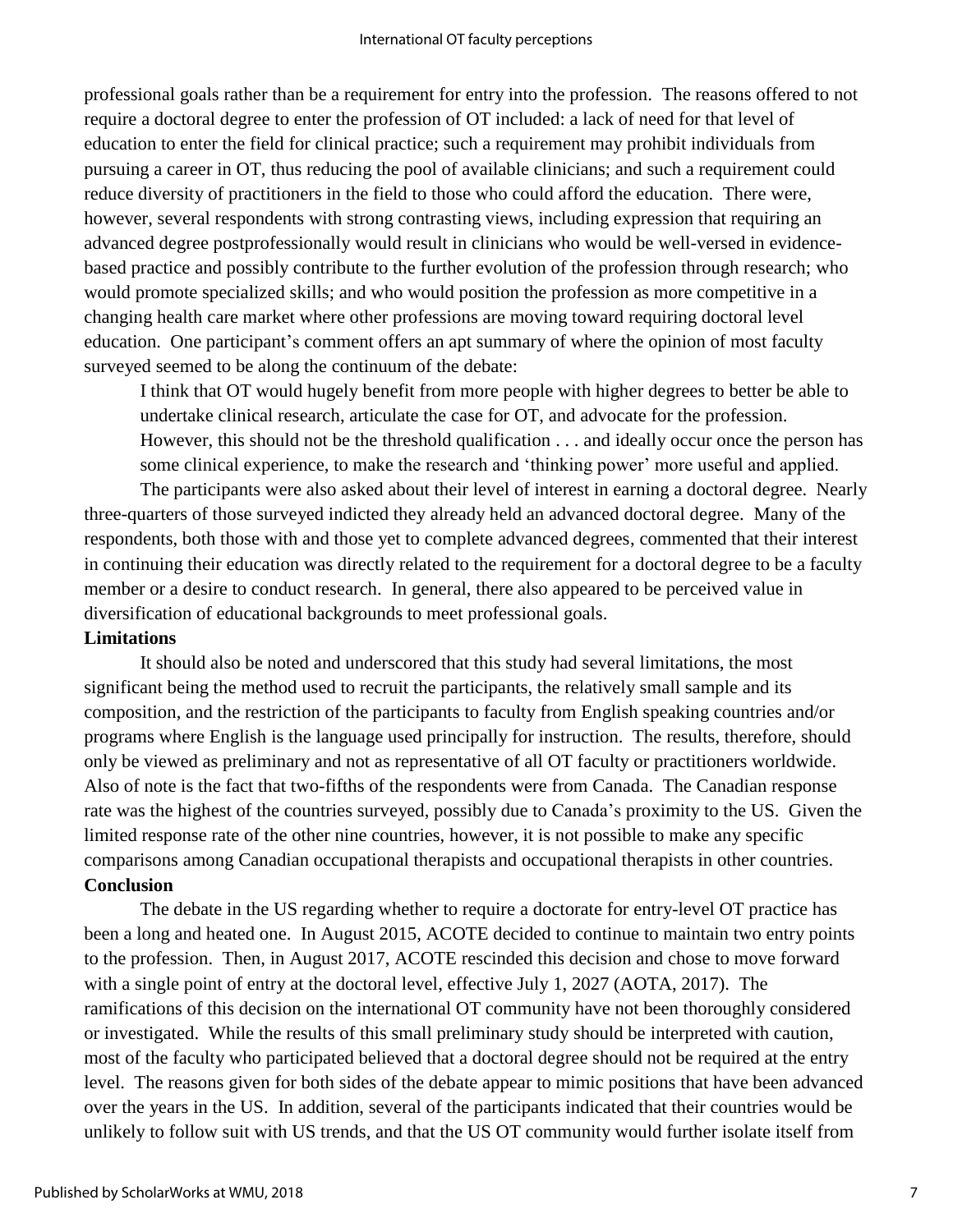professional goals rather than be a requirement for entry into the profession. The reasons offered to not require a doctoral degree to enter the profession of OT included: a lack of need for that level of education to enter the field for clinical practice; such a requirement may prohibit individuals from pursuing a career in OT, thus reducing the pool of available clinicians; and such a requirement could reduce diversity of practitioners in the field to those who could afford the education. There were, however, several respondents with strong contrasting views, including expression that requiring an advanced degree postprofessionally would result in clinicians who would be well-versed in evidence-based practice and possibly contribute to the further evolution of the profession through research; who would promote specialized skills; and who would position the profession as more competitive in a changing health care market where other professions are moving toward requiring doctoral level education. One participant's comment offers an apt summary of where the opinion of most faculty surveyed seemed to be along the continuum of the debate:

> I think that OT would hugely benefit from more people with higher degrees to better be able to undertake clinical research, articulate the case for OT, and advocate for the profession. However, this should not be the threshold qualification . . . and ideally occur once the person has some clinical experience, to make the research and 'thinking power' more useful and applied.

The participants were also asked about their level of interest in earning a doctoral degree. Nearly three-quarters of those surveyed indicted they already held an advanced doctoral degree. Many of the respondents, both those with and those yet to complete advanced degrees, commented that their interest in continuing their education was directly related to the requirement for a doctoral degree to be a faculty member or a desire to conduct research. In general, there also appeared to be perceived value in diversification of educational backgrounds to meet professional goals.

**Limitations**

It should also be noted and underscored that this study had several limitations, the most significant being the method used to recruit the participants, the relatively small sample and its composition, and the restriction of the participants to faculty from English speaking countries and/or programs where English is the language used principally for instruction. The results, therefore, should only be viewed as preliminary and not as representative of all OT faculty or practitioners worldwide. Also of note is the fact that two-fifths of the respondents were from Canada. The Canadian response rate was the highest of the countries surveyed, possibly due to Canada's proximity to the US. Given the limited response rate of the other nine countries, however, it is not possible to make any specific comparisons among Canadian occupational therapists and occupational therapists in other countries.

**Conclusion**

The debate in the US regarding whether to require a doctorate for entry-level OT practice has been a long and heated one. In August 2015, ACOTE decided to continue to maintain two entry points to the profession. Then, in August 2017, ACOTE rescinded this decision and chose to move forward with a single point of entry at the doctoral level, effective July 1, 2027 (AOTA, 2017). The ramifications of this decision on the international OT community have not been thoroughly considered or investigated. While the results of this small preliminary study should be interpreted with caution, most of the faculty who participated believed that a doctoral degree should not be required at the entry level. The reasons given for both sides of the debate appear to mimic positions that have been advanced over the years in the US. In addition, several of the participants indicated that their countries would be unlikely to follow suit with US trends, and that the US OT community would further isolate itself from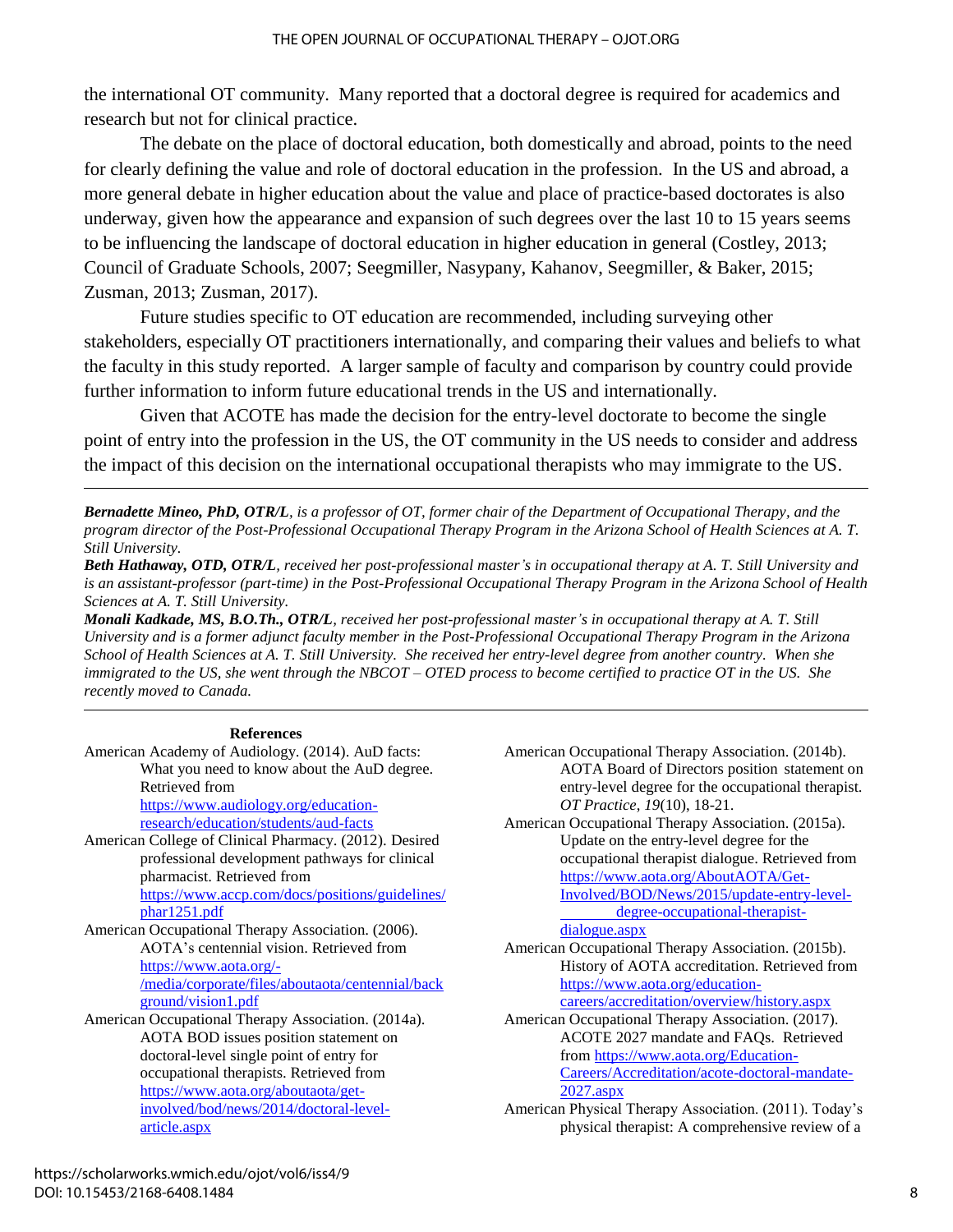the international OT community. Many reported that a doctoral degree is required for academics and research but not for clinical practice.

The debate on the place of doctoral education, both domestically and abroad, points to the need for clearly defining the value and role of doctoral education in the profession. In the US and abroad, a more general debate in higher education about the value and place of practice-based doctorates is also underway, given how the appearance and expansion of such degrees over the last 10 to 15 years seems to be influencing the landscape of doctoral education in higher education in general (Costley, 2013; Council of Graduate Schools, 2007; Seegmiller, Nasypany, Kahanov, Seegmiller, & Baker, 2015; Zusman, 2013; Zusman, 2017).

Future studies specific to OT education are recommended, including surveying other stakeholders, especially OT practitioners internationally, and comparing their values and beliefs to what the faculty in this study reported. A larger sample of faculty and comparison by country could provide further information to inform future educational trends in the US and internationally.

Given that ACOTE has made the decision for the entry-level doctorate to become the single point of entry into the profession in the US, the OT community in the US needs to consider and address the impact of this decision on the international occupational therapists who may immigrate to the US.

---

***Bernadette Mineo, PhD, OTR/L****, is a professor of OT, former chair of the Department of Occupational Therapy, and the program director of the Post-Professional Occupational Therapy Program in the Arizona School of Health Sciences at A. T. Still University.*

***Beth Hathaway, OTD, OTR/L****, received her post-professional master's in occupational therapy at A. T. Still University and is an assistant-professor (part-time) in the Post-Professional Occupational Therapy Program in the Arizona School of Health Sciences at A. T. Still University.*

***Monali Kadkade, MS, B.O.Th., OTR/L****, received her post-professional master's in occupational therapy at A. T. Still University and is a former adjunct faculty member in the Post-Professional Occupational Therapy Program in the Arizona School of Health Sciences at A. T. Still University. She received her entry-level degree from another country. When she immigrated to the US, she went through the NBCOT – OTED process to become certified to practice OT in the US. She recently moved to Canada.*

---

**References**

American Academy of Audiology. (2014). AuD facts: What you need to know about the AuD degree. Retrieved from https://www.audiology.org/education-research/education/students/aud-facts

American College of Clinical Pharmacy. (2012). Desired professional development pathways for clinical pharmacist. Retrieved from https://www.accp.com/docs/positions/guidelines/phar1251.pdf

American Occupational Therapy Association. (2006). AOTA's centennial vision. Retrieved from https://www.aota.org/-/media/corporate/files/aboutaota/centennial/background/vision1.pdf

American Occupational Therapy Association. (2014a). AOTA BOD issues position statement on doctoral-level single point of entry for occupational therapists. Retrieved from https://www.aota.org/aboutaota/get-involved/bod/news/2014/doctoral-level-article.aspx

American Occupational Therapy Association. (2014b). AOTA Board of Directors position statement on entry-level degree for the occupational therapist. *OT Practice, 19*(10), 18-21.

American Occupational Therapy Association. (2015a). Update on the entry-level degree for the occupational therapist dialogue. Retrieved from https://www.aota.org/AboutAOTA/Get-Involved/BOD/News/2015/update-entry-level-degree-occupational-therapist-dialogue.aspx

American Occupational Therapy Association. (2015b). History of AOTA accreditation. Retrieved from https://www.aota.org/education-careers/accreditation/overview/history.aspx

American Occupational Therapy Association. (2017). ACOTE 2027 mandate and FAQs. Retrieved from https://www.aota.org/Education-Careers/Accreditation/acote-doctoral-mandate-2027.aspx

American Physical Therapy Association. (2011). Today's physical therapist: A comprehensive review of a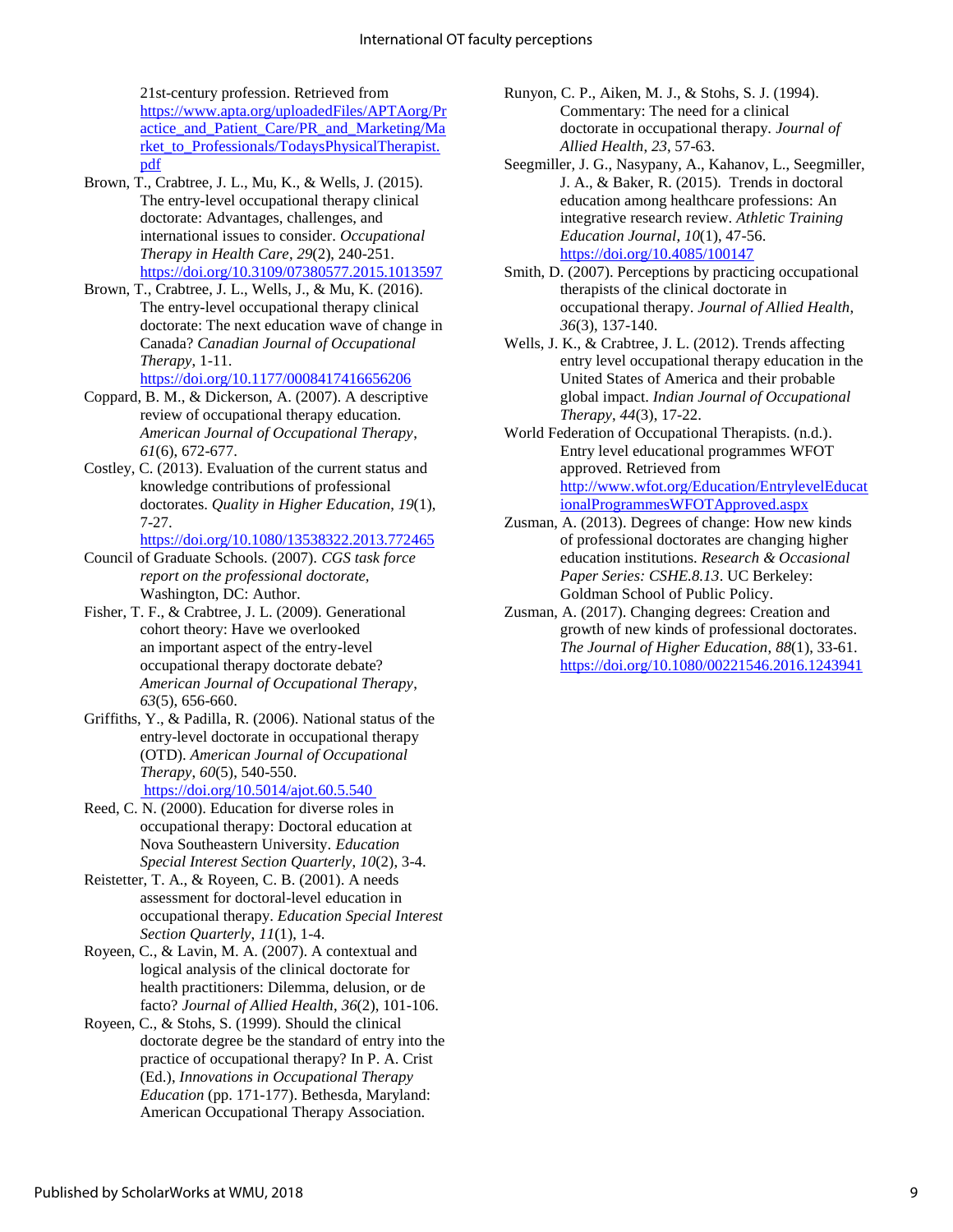21st-century profession. Retrieved from https://www.apta.org/uploadedFiles/APTAorg/Practice_and_Patient_Care/PR_and_Marketing/Market_to_Professionals/TodaysPhysicalTherapist.pdf

Brown, T., Crabtree, J. L., Mu, K., & Wells, J. (2015). The entry-level occupational therapy clinical doctorate: Advantages, challenges, and international issues to consider. *Occupational Therapy in Health Care*, *29*(2), 240-251. https://doi.org/10.3109/07380577.2015.1013597

Brown, T., Crabtree, J. L., Wells, J., & Mu, K. (2016). The entry-level occupational therapy clinical doctorate: The next education wave of change in Canada? *Canadian Journal of Occupational Therapy*, 1-11. https://doi.org/10.1177/0008417416656206

Coppard, B. M., & Dickerson, A. (2007). A descriptive review of occupational therapy education. *American Journal of Occupational Therapy*, *61*(6), 672-677.

Costley, C. (2013). Evaluation of the current status and knowledge contributions of professional doctorates. *Quality in Higher Education*, *19*(1), 7-27. https://doi.org/10.1080/13538322.2013.772465

Council of Graduate Schools. (2007). *CGS task force report on the professional doctorate*, Washington, DC: Author.

Fisher, T. F., & Crabtree, J. L. (2009). Generational cohort theory: Have we overlooked an important aspect of the entry-level occupational therapy doctorate debate? *American Journal of Occupational Therapy*, *63*(5), 656-660.

Griffiths, Y., & Padilla, R. (2006). National status of the entry-level doctorate in occupational therapy (OTD). *American Journal of Occupational Therapy*, *60*(5), 540-550. https://doi.org/10.5014/ajot.60.5.540

Reed, C. N. (2000). Education for diverse roles in occupational therapy: Doctoral education at Nova Southeastern University. *Education Special Interest Section Quarterly*, *10*(2), 3-4.

Reistetter, T. A., & Royeen, C. B. (2001). A needs assessment for doctoral-level education in occupational therapy. *Education Special Interest Section Quarterly*, *11*(1), 1-4.

Royeen, C., & Lavin, M. A. (2007). A contextual and logical analysis of the clinical doctorate for health practitioners: Dilemma, delusion, or de facto? *Journal of Allied Health*, *36*(2), 101-106.

Royeen, C., & Stohs, S. (1999). Should the clinical doctorate degree be the standard of entry into the practice of occupational therapy? In P. A. Crist (Ed.), *Innovations in Occupational Therapy Education* (pp. 171-177). Bethesda, Maryland: American Occupational Therapy Association.

Runyon, C. P., Aiken, M. J., & Stohs, S. J. (1994). Commentary: The need for a clinical doctorate in occupational therapy. *Journal of Allied Health*, *23*, 57-63.

Seegmiller, J. G., Nasypany, A., Kahanov, L., Seegmiller, J. A., & Baker, R. (2015). Trends in doctoral education among healthcare professions: An integrative research review. *Athletic Training Education Journal*, *10*(1), 47-56. https://doi.org/10.4085/100147

Smith, D. (2007). Perceptions by practicing occupational therapists of the clinical doctorate in occupational therapy. *Journal of Allied Health*, *36*(3), 137-140.

Wells, J. K., & Crabtree, J. L. (2012). Trends affecting entry level occupational therapy education in the United States of America and their probable global impact. *Indian Journal of Occupational Therapy*, *44*(3), 17-22.

World Federation of Occupational Therapists. (n.d.). Entry level educational programmes WFOT approved. Retrieved from http://www.wfot.org/Education/EntrylevelEducationalProgrammesWFOTApproved.aspx

Zusman, A. (2013). Degrees of change: How new kinds of professional doctorates are changing higher education institutions. *Research & Occasional Paper Series: CSHE.8.13*. UC Berkeley: Goldman School of Public Policy.

Zusman, A. (2017). Changing degrees: Creation and growth of new kinds of professional doctorates. *The Journal of Higher Education*, *88*(1), 33-61. https://doi.org/10.1080/00221546.2016.1243941